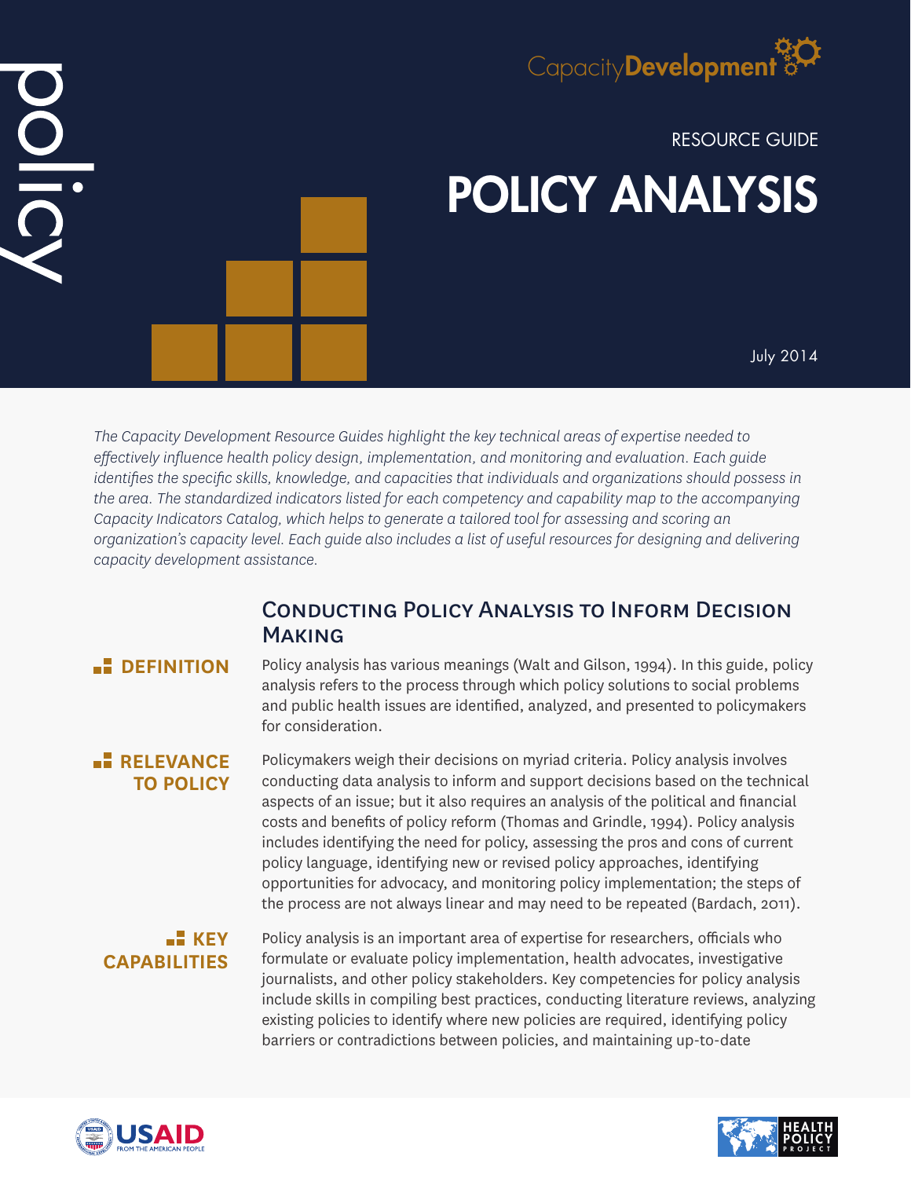policy

CapacityDevelopment

RESOURCE GUIDE

# POLICY ANALYSIS

July 2014

*The Capacity Development Resource Guides highlight the key technical areas of expertise needed to effectively influence health policy design, implementation, and monitoring and evaluation. Each guide identifies the specific skills, knowledge, and capacities that individuals and organizations should possess in the area. The standardized indicators listed for each competency and capability map to the accompanying Capacity Indicators Catalog, which helps to generate a tailored tool for assessing and scoring an organization's capacity level. Each guide also includes a list of useful resources for designing and delivering capacity development assistance.*

## Conducting Policy Analysis to Inform Decision Making

### DEFINITION

Policy analysis has various meanings (Walt and Gilson, 1994). In this guide, policy analysis refers to the process through which policy solutions to social problems and public health issues are identified, analyzed, and presented to policymakers for consideration.

### RELEVANCE TO POLICY

Policymakers weigh their decisions on myriad criteria. Policy analysis involves conducting data analysis to inform and support decisions based on the technical aspects of an issue; but it also requires an analysis of the political and financial costs and benefits of policy reform (Thomas and Grindle, 1994). Policy analysis includes identifying the need for policy, assessing the pros and cons of current policy language, identifying new or revised policy approaches, identifying opportunities for advocacy, and monitoring policy implementation; the steps of the process are not always linear and may need to be repeated (Bardach, 2011).

### KEY CAPABILITIES

Policy analysis is an important area of expertise for researchers, officials who formulate or evaluate policy implementation, health advocates, investigative journalists, and other policy stakeholders. Key competencies for policy analysis include skills in compiling best practices, conducting literature reviews, analyzing existing policies to identify where new policies are required, identifying policy barriers or contradictions between policies, and maintaining up-to-date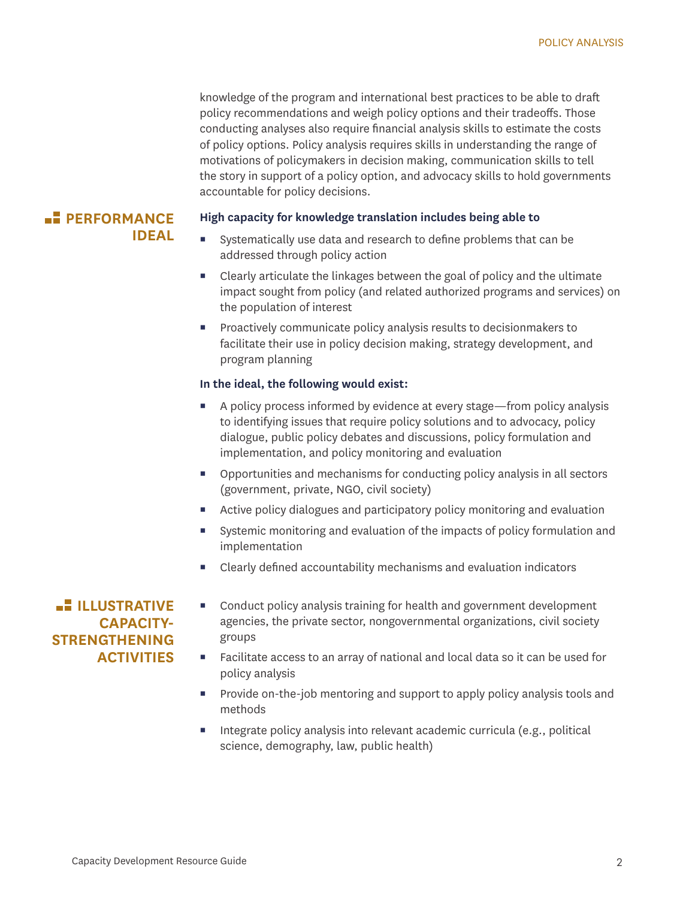knowledge of the program and international best practices to be able to draft policy recommendations and weigh policy options and their tradeoffs. Those conducting analyses also require financial analysis skills to estimate the costs of policy options. Policy analysis requires skills in understanding the range of motivations of policymakers in decision making, communication skills to tell the story in support of a policy option, and advocacy skills to hold governments accountable for policy decisions.

## PERFORMANCE IDEAL

**High capacity for knowledge translation includes being able to**

- Systematically use data and research to define problems that can be addressed through policy action
- Clearly articulate the linkages between the goal of policy and the ultimate impact sought from policy (and related authorized programs and services) on the population of interest
- Proactively communicate policy analysis results to decisionmakers to facilitate their use in policy decision making, strategy development, and program planning

**In the ideal, the following would exist:**

- A policy process informed by evidence at every stage—from policy analysis to identifying issues that require policy solutions and to advocacy, policy dialogue, public policy debates and discussions, policy formulation and implementation, and policy monitoring and evaluation
- Opportunities and mechanisms for conducting policy analysis in all sectors (government, private, NGO, civil society)
- Active policy dialogues and participatory policy monitoring and evaluation
- Systemic monitoring and evaluation of the impacts of policy formulation and implementation
- Clearly defined accountability mechanisms and evaluation indicators

## ILLUSTRATIVE CAPACITY-STRENGTHENING ACTIVITIES

- Conduct policy analysis training for health and government development agencies, the private sector, nongovernmental organizations, civil society groups
- Facilitate access to an array of national and local data so it can be used for policy analysis
- Provide on-the-job mentoring and support to apply policy analysis tools and methods
- Integrate policy analysis into relevant academic curricula (e.g., political science, demography, law, public health)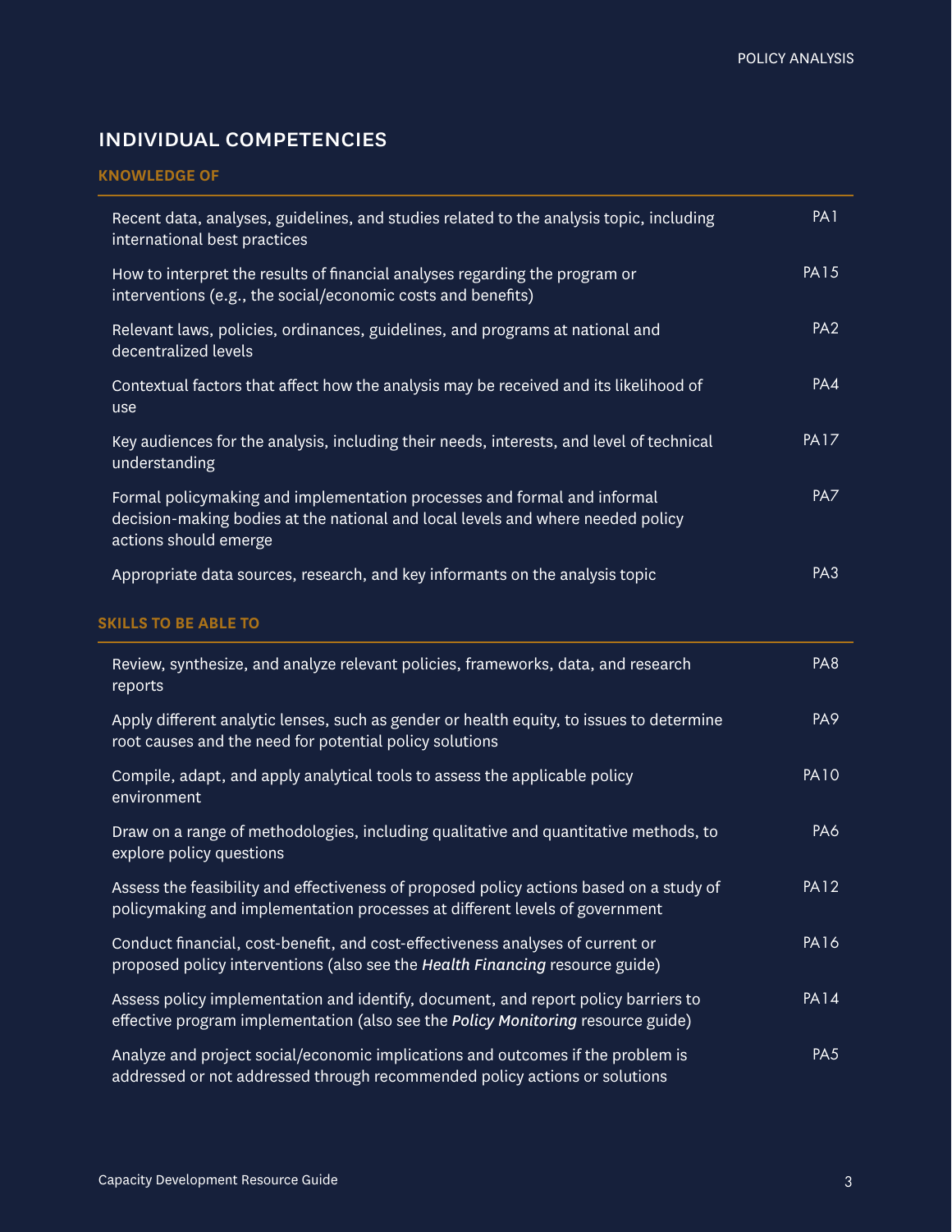## INDIVIDUAL COMPETENCIES

### KNOWLEDGE OF

| | |
|---|---|
| Recent data, analyses, guidelines, and studies related to the analysis topic, including international best practices | PA1 |
| How to interpret the results of financial analyses regarding the program or interventions (e.g., the social/economic costs and benefits) | PA15 |
| Relevant laws, policies, ordinances, guidelines, and programs at national and decentralized levels | PA2 |
| Contextual factors that affect how the analysis may be received and its likelihood of use | PA4 |
| Key audiences for the analysis, including their needs, interests, and level of technical understanding | PA17 |
| Formal policymaking and implementation processes and formal and informal decision-making bodies at the national and local levels and where needed policy actions should emerge | PA7 |
| Appropriate data sources, research, and key informants on the analysis topic | PA3 |

### SKILLS TO BE ABLE TO

| | |
|---|---|
| Review, synthesize, and analyze relevant policies, frameworks, data, and research reports | PA8 |
| Apply different analytic lenses, such as gender or health equity, to issues to determine root causes and the need for potential policy solutions | PA9 |
| Compile, adapt, and apply analytical tools to assess the applicable policy environment | PA10 |
| Draw on a range of methodologies, including qualitative and quantitative methods, to explore policy questions | PA6 |
| Assess the feasibility and effectiveness of proposed policy actions based on a study of policymaking and implementation processes at different levels of government | PA12 |
| Conduct financial, cost-benefit, and cost-effectiveness analyses of current or proposed policy interventions (also see the *Health Financing* resource guide) | PA16 |
| Assess policy implementation and identify, document, and report policy barriers to effective program implementation (also see the *Policy Monitoring* resource guide) | PA14 |
| Analyze and project social/economic implications and outcomes if the problem is addressed or not addressed through recommended policy actions or solutions | PA5 |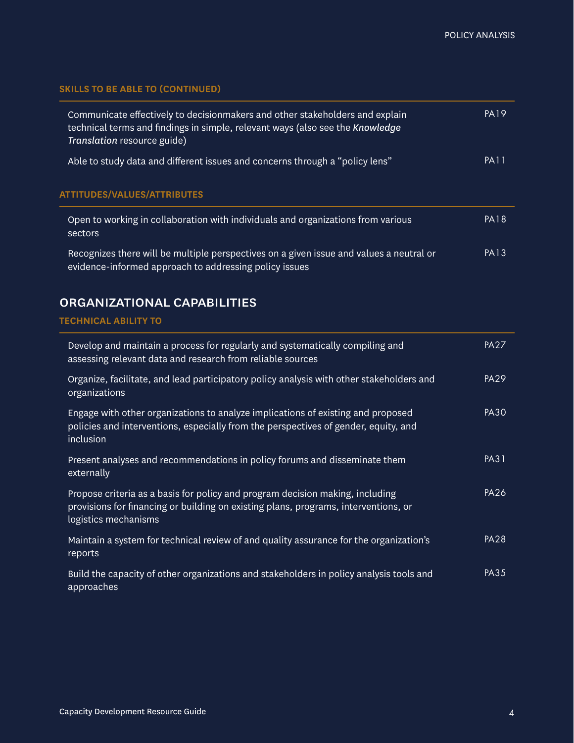### SKILLS TO BE ABLE TO (CONTINUED)

| | |
|---|---|
| Communicate effectively to decisionmakers and other stakeholders and explain technical terms and findings in simple, relevant ways (also see the *Knowledge Translation* resource guide) | PA19 |
| Able to study data and different issues and concerns through a "policy lens" | PA11 |

### ATTITUDES/VALUES/ATTRIBUTES

| | |
|---|---|
| Open to working in collaboration with individuals and organizations from various sectors | PA18 |
| Recognizes there will be multiple perspectives on a given issue and values a neutral or evidence-informed approach to addressing policy issues | PA13 |

## ORGANIZATIONAL CAPABILITIES

### TECHNICAL ABILITY TO

| | |
|---|---|
| Develop and maintain a process for regularly and systematically compiling and assessing relevant data and research from reliable sources | PA27 |
| Organize, facilitate, and lead participatory policy analysis with other stakeholders and organizations | PA29 |
| Engage with other organizations to analyze implications of existing and proposed policies and interventions, especially from the perspectives of gender, equity, and inclusion | PA30 |
| Present analyses and recommendations in policy forums and disseminate them externally | PA31 |
| Propose criteria as a basis for policy and program decision making, including provisions for financing or building on existing plans, programs, interventions, or logistics mechanisms | PA26 |
| Maintain a system for technical review of and quality assurance for the organization's reports | PA28 |
| Build the capacity of other organizations and stakeholders in policy analysis tools and approaches | PA35 |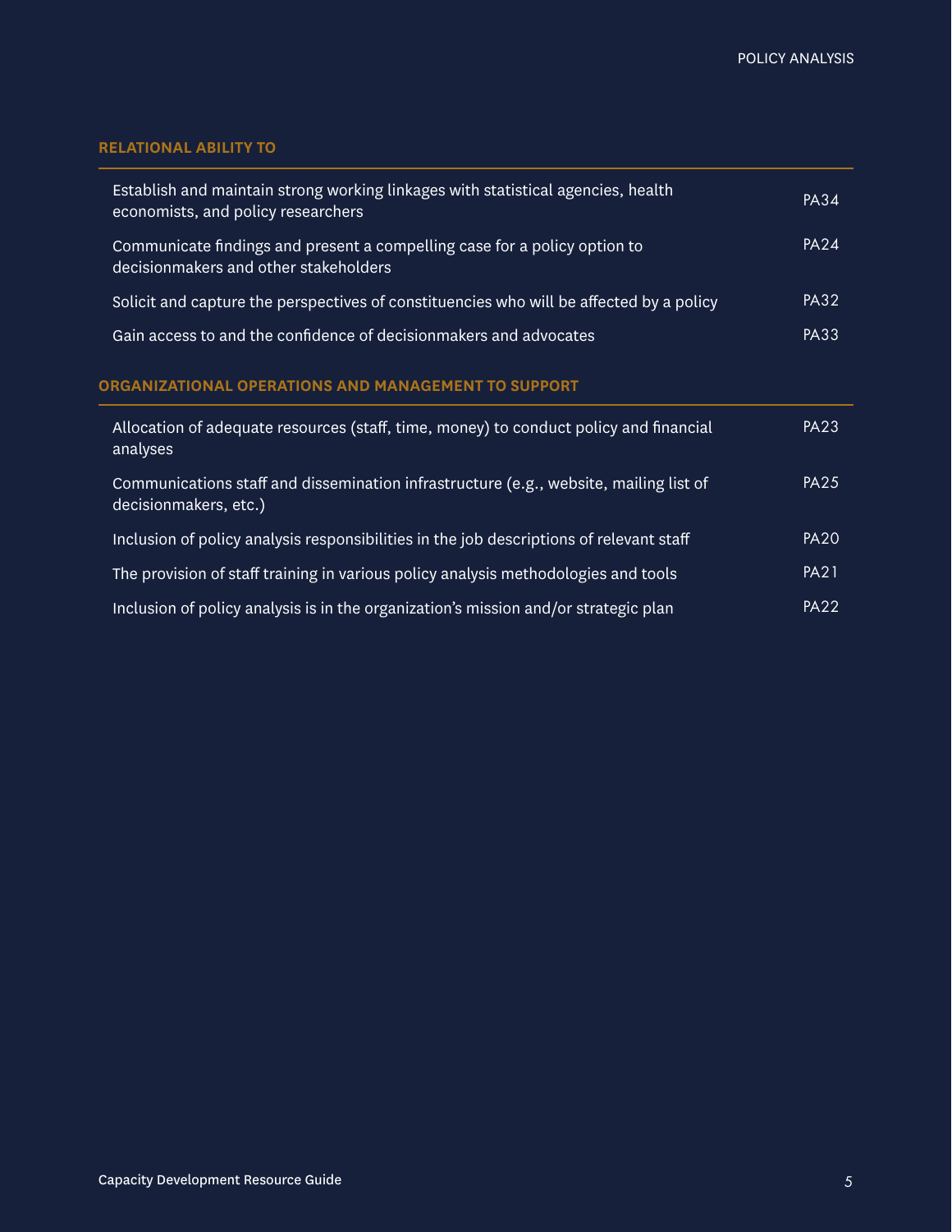### RELATIONAL ABILITY TO

| | |
|---|---|
| Establish and maintain strong working linkages with statistical agencies, health economists, and policy researchers | PA34 |
| Communicate findings and present a compelling case for a policy option to decisionmakers and other stakeholders | PA24 |
| Solicit and capture the perspectives of constituencies who will be affected by a policy | PA32 |
| Gain access to and the confidence of decisionmakers and advocates | PA33 |

### ORGANIZATIONAL OPERATIONS AND MANAGEMENT TO SUPPORT

| | |
|---|---|
| Allocation of adequate resources (staff, time, money) to conduct policy and financial analyses | PA23 |
| Communications staff and dissemination infrastructure (e.g., website, mailing list of decisionmakers, etc.) | PA25 |
| Inclusion of policy analysis responsibilities in the job descriptions of relevant staff | PA20 |
| The provision of staff training in various policy analysis methodologies and tools | PA21 |
| Inclusion of policy analysis is in the organization's mission and/or strategic plan | PA22 |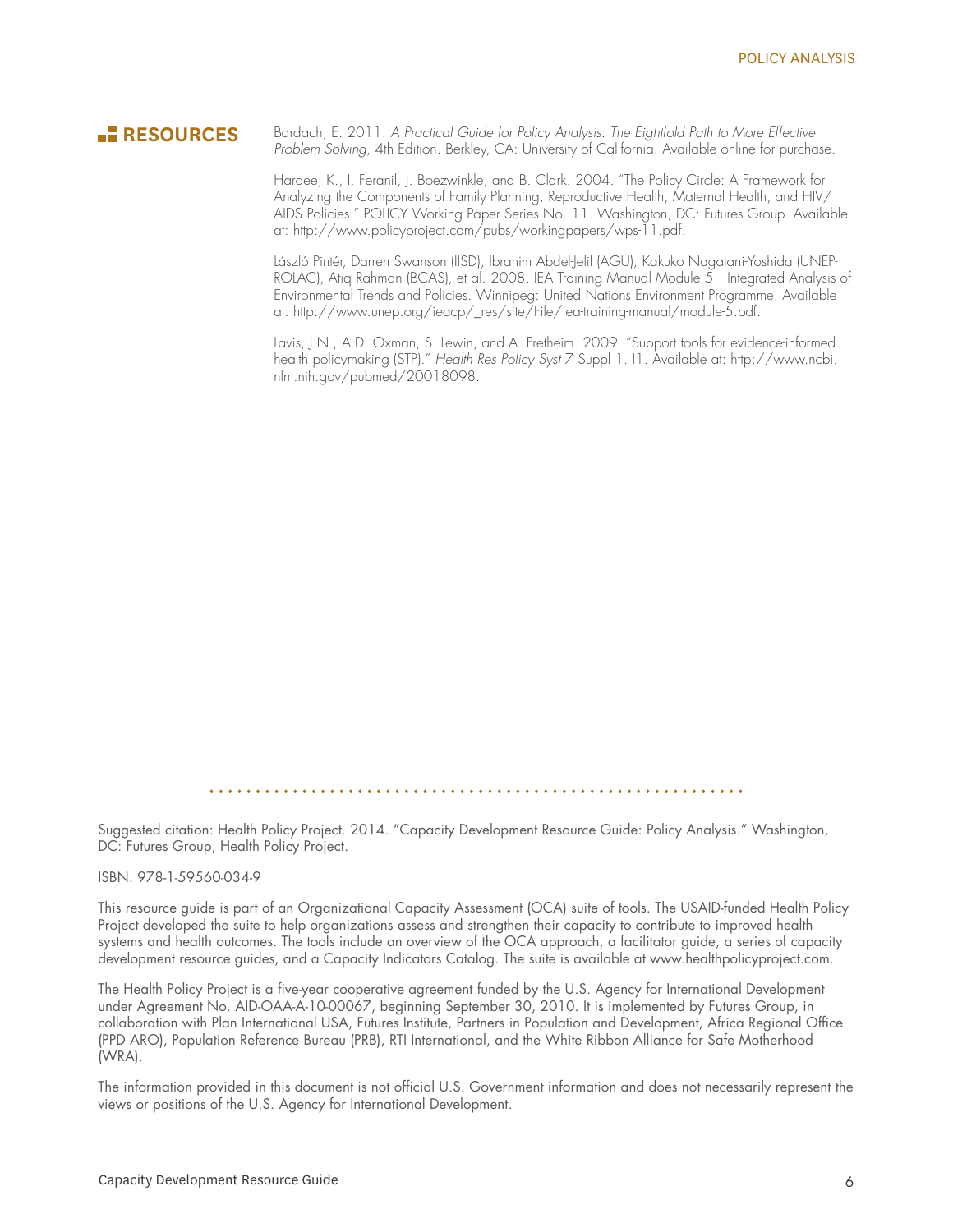## RESOURCES

Bardach, E. 2011. *A Practical Guide for Policy Analysis: The Eightfold Path to More Effective Problem Solving*, 4th Edition. Berkley, CA: University of California. Available online for purchase.

Hardee, K., I. Feranil, J. Boezwinkle, and B. Clark. 2004. "The Policy Circle: A Framework for Analyzing the Components of Family Planning, Reproductive Health, Maternal Health, and HIV/AIDS Policies." POLICY Working Paper Series No. 11. Washington, DC: Futures Group. Available at: http://www.policyproject.com/pubs/workingpapers/wps-11.pdf.

László Pintér, Darren Swanson (IISD), Ibrahim Abdel-Jelil (AGU), Kakuko Nagatani-Yoshida (UNEP-ROLAC), Atiq Rahman (BCAS), et al. 2008. IEA Training Manual Module 5—Integrated Analysis of Environmental Trends and Policies. Winnipeg: United Nations Environment Programme. Available at: http://www.unep.org/ieacp/_res/site/File/iea-training-manual/module-5.pdf.

Lavis, J.N., A.D. Oxman, S. Lewin, and A. Fretheim. 2009. "Support tools for evidence-informed health policymaking (STP)." *Health Res Policy Syst 7* Suppl 1. I1. Available at: http://www.ncbi.nlm.nih.gov/pubmed/20018098.

---

Suggested citation: Health Policy Project. 2014. "Capacity Development Resource Guide: Policy Analysis." Washington, DC: Futures Group, Health Policy Project.

ISBN: 978-1-59560-034-9

This resource guide is part of an Organizational Capacity Assessment (OCA) suite of tools. The USAID-funded Health Policy Project developed the suite to help organizations assess and strengthen their capacity to contribute to improved health systems and health outcomes. The tools include an overview of the OCA approach, a facilitator guide, a series of capacity development resource guides, and a Capacity Indicators Catalog. The suite is available at www.healthpolicyproject.com.

The Health Policy Project is a five-year cooperative agreement funded by the U.S. Agency for International Development under Agreement No. AID-OAA-A-10-00067, beginning September 30, 2010. It is implemented by Futures Group, in collaboration with Plan International USA, Futures Institute, Partners in Population and Development, Africa Regional Office (PPD ARO), Population Reference Bureau (PRB), RTI International, and the White Ribbon Alliance for Safe Motherhood (WRA).

The information provided in this document is not official U.S. Government information and does not necessarily represent the views or positions of the U.S. Agency for International Development.